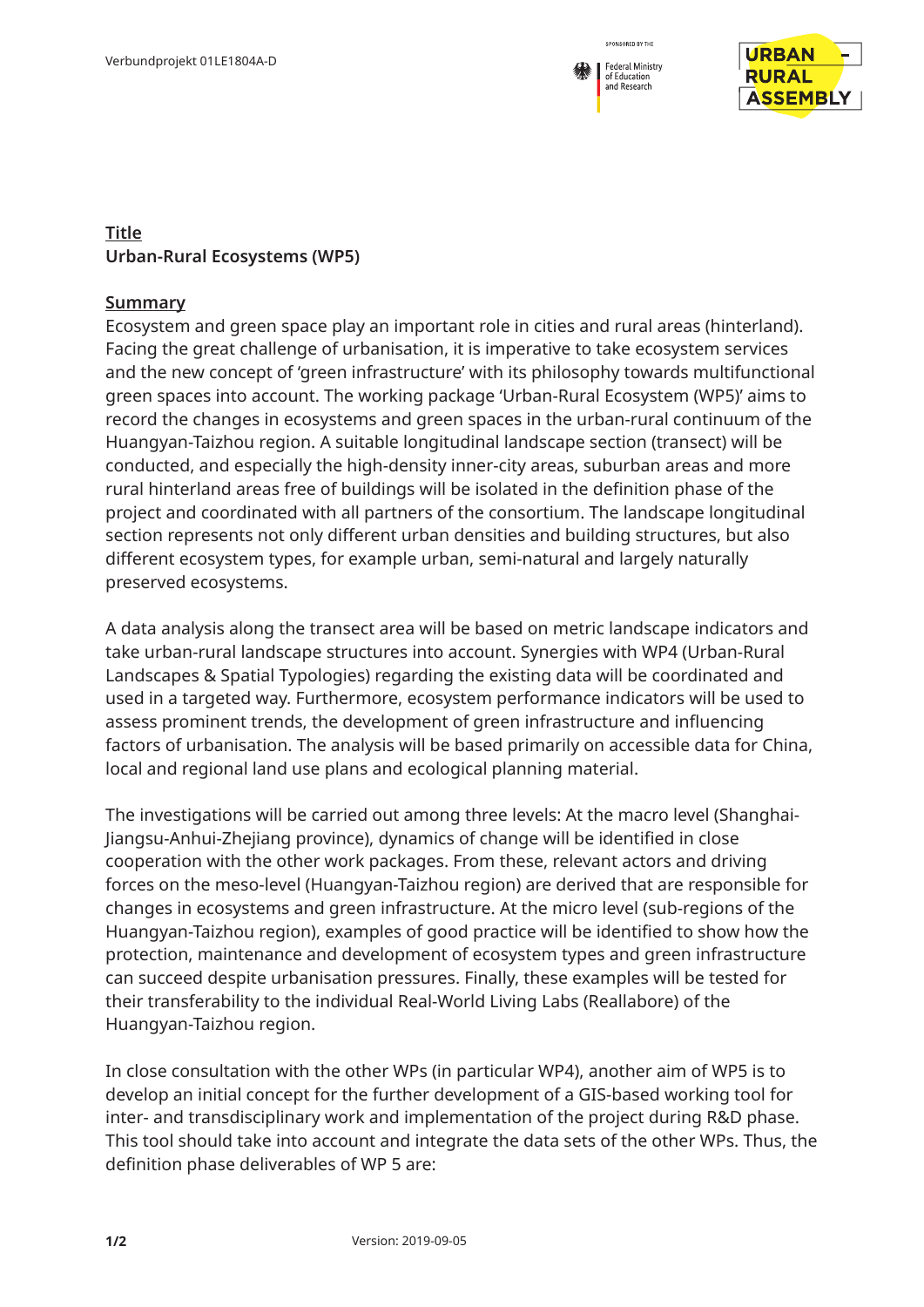**Title**
**Urban-Rural Ecosystems (WP5)**

**Summary**
Ecosystem and green space play an important role in cities and rural areas (hinterland). Facing the great challenge of urbanisation, it is imperative to take ecosystem services and the new concept of 'green infrastructure' with its philosophy towards multifunctional green spaces into account. The working package 'Urban-Rural Ecosystem (WP5)' aims to record the changes in ecosystems and green spaces in the urban-rural continuum of the Huangyan-Taizhou region. A suitable longitudinal landscape section (transect) will be conducted, and especially the high-density inner-city areas, suburban areas and more rural hinterland areas free of buildings will be isolated in the definition phase of the project and coordinated with all partners of the consortium. The landscape longitudinal section represents not only different urban densities and building structures, but also different ecosystem types, for example urban, semi-natural and largely naturally preserved ecosystems.

A data analysis along the transect area will be based on metric landscape indicators and take urban-rural landscape structures into account. Synergies with WP4 (Urban-Rural Landscapes & Spatial Typologies) regarding the existing data will be coordinated and used in a targeted way. Furthermore, ecosystem performance indicators will be used to assess prominent trends, the development of green infrastructure and influencing factors of urbanisation. The analysis will be based primarily on accessible data for China, local and regional land use plans and ecological planning material.

The investigations will be carried out among three levels: At the macro level (Shanghai-Jiangsu-Anhui-Zhejiang province), dynamics of change will be identified in close cooperation with the other work packages. From these, relevant actors and driving forces on the meso-level (Huangyan-Taizhou region) are derived that are responsible for changes in ecosystems and green infrastructure. At the micro level (sub-regions of the Huangyan-Taizhou region), examples of good practice will be identified to show how the protection, maintenance and development of ecosystem types and green infrastructure can succeed despite urbanisation pressures. Finally, these examples will be tested for their transferability to the individual Real-World Living Labs (Reallabore) of the Huangyan-Taizhou region.

In close consultation with the other WPs (in particular WP4), another aim of WP5 is to develop an initial concept for the further development of a GIS-based working tool for inter- and transdisciplinary work and implementation of the project during R&D phase. This tool should take into account and integrate the data sets of the other WPs. Thus, the definition phase deliverables of WP 5 are: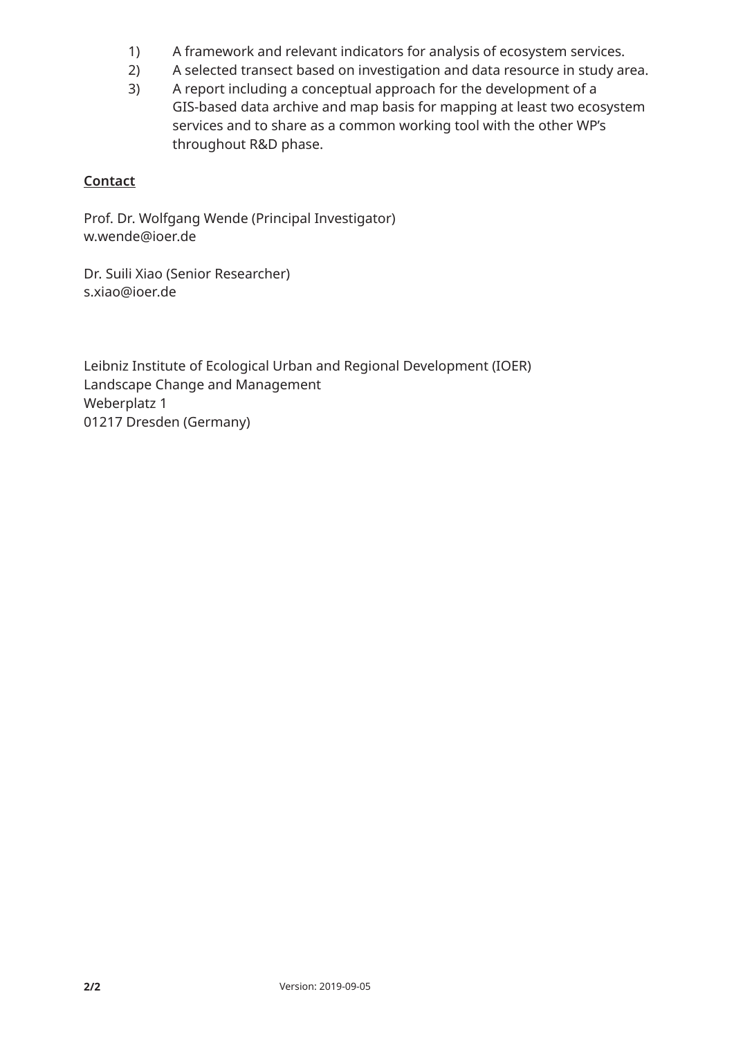1) A framework and relevant indicators for analysis of ecosystem services.
2) A selected transect based on investigation and data resource in study area.
3) A report including a conceptual approach for the development of a GIS-based data archive and map basis for mapping at least two ecosystem services and to share as a common working tool with the other WP's throughout R&D phase.

**Contact**

Prof. Dr. Wolfgang Wende (Principal Investigator)
w.wende@ioer.de

Dr. Suili Xiao (Senior Researcher)
s.xiao@ioer.de

Leibniz Institute of Ecological Urban and Regional Development (IOER)
Landscape Change and Management
Weberplatz 1
01217 Dresden (Germany)

Version: 2019-09-05